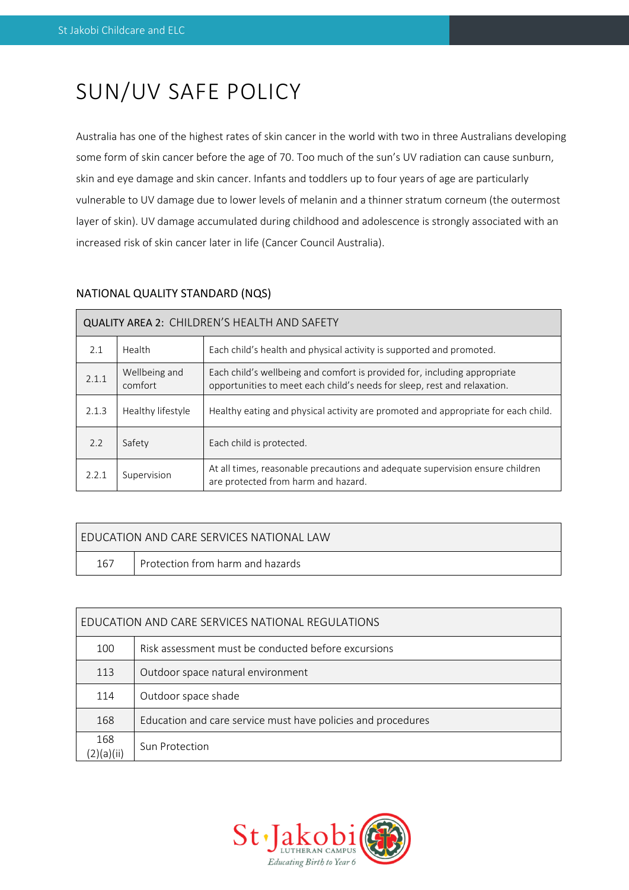# SUN/UV SAFE POLICY

Australia has one of the highest rates of skin cancer in the world with two in three Australians developing some form of skin cancer before the age of 70. Too much of the sun's UV radiation can cause sunburn, skin and eye damage and skin cancer. Infants and toddlers up to four years of age are particularly vulnerable to UV damage due to lower levels of melanin and a thinner stratum corneum (the outermost layer of skin). UV damage accumulated during childhood and adolescence is strongly associated with an increased risk of skin cancer later in life (Cancer Council Australia).

## NATIONAL QUALITY STANDARD (NQS)

| QUALITY AREA 2: CHILDREN'S HEALTH AND SAFETY | | |
|---|---|---|
| 2.1 | Health | Each child's health and physical activity is supported and promoted. |
| 2.1.1 | Wellbeing and comfort | Each child's wellbeing and comfort is provided for, including appropriate opportunities to meet each child's needs for sleep, rest and relaxation. |
| 2.1.3 | Healthy lifestyle | Healthy eating and physical activity are promoted and appropriate for each child. |
| 2.2 | Safety | Each child is protected. |
| 2.2.1 | Supervision | At all times, reasonable precautions and adequate supervision ensure children are protected from harm and hazard. |

| EDUCATION AND CARE SERVICES NATIONAL LAW | |
|---|---|
| 167 | Protection from harm and hazards |

| EDUCATION AND CARE SERVICES NATIONAL REGULATIONS | |
|---|---|
| 100 | Risk assessment must be conducted before excursions |
| 113 | Outdoor space natural environment |
| 114 | Outdoor space shade |
| 168 | Education and care service must have policies and procedures |
| 168 (2)(a)(ii) | Sun Protection |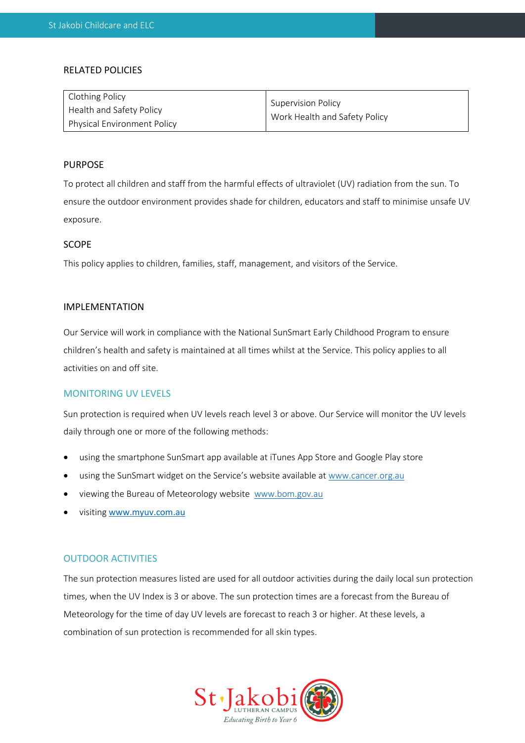## RELATED POLICIES

| Clothing Policy<br>Health and Safety Policy<br>Physical Environment Policy | Supervision Policy<br>Work Health and Safety Policy |
|---|---|

## PURPOSE

To protect all children and staff from the harmful effects of ultraviolet (UV) radiation from the sun. To ensure the outdoor environment provides shade for children, educators and staff to minimise unsafe UV exposure.

## SCOPE

This policy applies to children, families, staff, management, and visitors of the Service.

## IMPLEMENTATION

Our Service will work in compliance with the National SunSmart Early Childhood Program to ensure children's health and safety is maintained at all times whilst at the Service. This policy applies to all activities on and off site.

### MONITORING UV LEVELS

Sun protection is required when UV levels reach level 3 or above. Our Service will monitor the UV levels daily through one or more of the following methods:

- using the smartphone SunSmart app available at iTunes App Store and Google Play store
- using the SunSmart widget on the Service's website available at www.cancer.org.au
- viewing the Bureau of Meteorology website www.bom.gov.au
- visiting www.myuv.com.au

### OUTDOOR ACTIVITIES

The sun protection measures listed are used for all outdoor activities during the daily local sun protection times, when the UV Index is 3 or above. The sun protection times are a forecast from the Bureau of Meteorology for the time of day UV levels are forecast to reach 3 or higher. At these levels, a combination of sun protection is recommended for all skin types.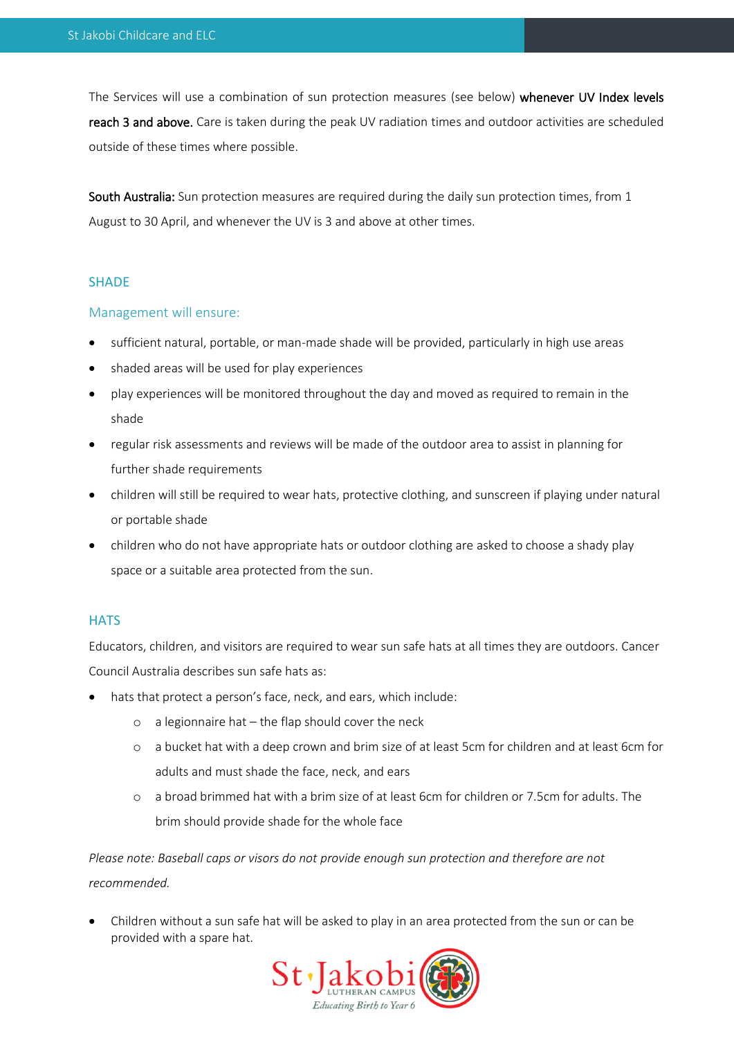The Services will use a combination of sun protection measures (see below) **whenever UV Index levels reach 3 and above.** Care is taken during the peak UV radiation times and outdoor activities are scheduled outside of these times where possible.

**South Australia:** Sun protection measures are required during the daily sun protection times, from 1 August to 30 April, and whenever the UV is 3 and above at other times.

## SHADE

### Management will ensure:

- sufficient natural, portable, or man-made shade will be provided, particularly in high use areas
- shaded areas will be used for play experiences
- play experiences will be monitored throughout the day and moved as required to remain in the shade
- regular risk assessments and reviews will be made of the outdoor area to assist in planning for further shade requirements
- children will still be required to wear hats, protective clothing, and sunscreen if playing under natural or portable shade
- children who do not have appropriate hats or outdoor clothing are asked to choose a shady play space or a suitable area protected from the sun.

## HATS

Educators, children, and visitors are required to wear sun safe hats at all times they are outdoors. Cancer Council Australia describes sun safe hats as:

- hats that protect a person's face, neck, and ears, which include:
  - a legionnaire hat – the flap should cover the neck
  - a bucket hat with a deep crown and brim size of at least 5cm for children and at least 6cm for adults and must shade the face, neck, and ears
  - a broad brimmed hat with a brim size of at least 6cm for children or 7.5cm for adults. The brim should provide shade for the whole face

*Please note: Baseball caps or visors do not provide enough sun protection and therefore are not recommended.*

- Children without a sun safe hat will be asked to play in an area protected from the sun or can be provided with a spare hat.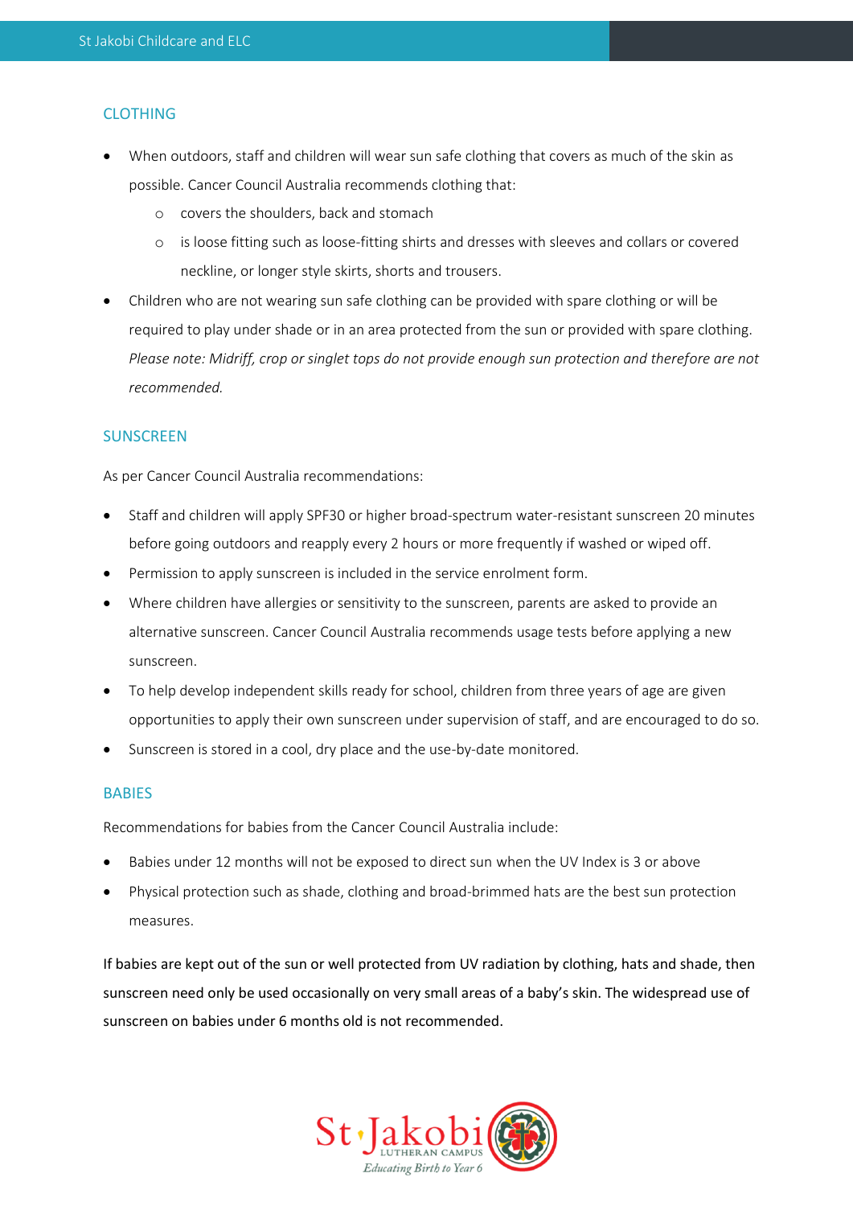## CLOTHING

- When outdoors, staff and children will wear sun safe clothing that covers as much of the skin as possible. Cancer Council Australia recommends clothing that:
  - covers the shoulders, back and stomach
  - is loose fitting such as loose-fitting shirts and dresses with sleeves and collars or covered neckline, or longer style skirts, shorts and trousers.
- Children who are not wearing sun safe clothing can be provided with spare clothing or will be required to play under shade or in an area protected from the sun or provided with spare clothing. *Please note: Midriff, crop or singlet tops do not provide enough sun protection and therefore are not recommended.*

## SUNSCREEN

As per Cancer Council Australia recommendations:

- Staff and children will apply SPF30 or higher broad-spectrum water-resistant sunscreen 20 minutes before going outdoors and reapply every 2 hours or more frequently if washed or wiped off.
- Permission to apply sunscreen is included in the service enrolment form.
- Where children have allergies or sensitivity to the sunscreen, parents are asked to provide an alternative sunscreen. Cancer Council Australia recommends usage tests before applying a new sunscreen.
- To help develop independent skills ready for school, children from three years of age are given opportunities to apply their own sunscreen under supervision of staff, and are encouraged to do so.
- Sunscreen is stored in a cool, dry place and the use-by-date monitored.

## BABIES

Recommendations for babies from the Cancer Council Australia include:

- Babies under 12 months will not be exposed to direct sun when the UV Index is 3 or above
- Physical protection such as shade, clothing and broad-brimmed hats are the best sun protection measures.

If babies are kept out of the sun or well protected from UV radiation by clothing, hats and shade, then sunscreen need only be used occasionally on very small areas of a baby's skin. The widespread use of sunscreen on babies under 6 months old is not recommended.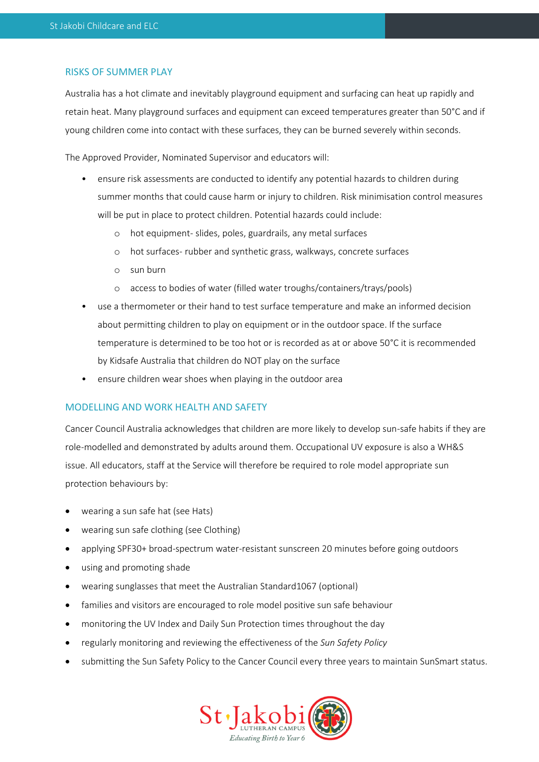## RISKS OF SUMMER PLAY

Australia has a hot climate and inevitably playground equipment and surfacing can heat up rapidly and retain heat. Many playground surfaces and equipment can exceed temperatures greater than 50°C and if young children come into contact with these surfaces, they can be burned severely within seconds.

The Approved Provider, Nominated Supervisor and educators will:

- ensure risk assessments are conducted to identify any potential hazards to children during summer months that could cause harm or injury to children. Risk minimisation control measures will be put in place to protect children. Potential hazards could include:
  - hot equipment- slides, poles, guardrails, any metal surfaces
  - hot surfaces- rubber and synthetic grass, walkways, concrete surfaces
  - sun burn
  - access to bodies of water (filled water troughs/containers/trays/pools)
- use a thermometer or their hand to test surface temperature and make an informed decision about permitting children to play on equipment or in the outdoor space. If the surface temperature is determined to be too hot or is recorded as at or above 50°C it is recommended by Kidsafe Australia that children do NOT play on the surface
- ensure children wear shoes when playing in the outdoor area

## MODELLING AND WORK HEALTH AND SAFETY

Cancer Council Australia acknowledges that children are more likely to develop sun-safe habits if they are role-modelled and demonstrated by adults around them. Occupational UV exposure is also a WH&S issue. All educators, staff at the Service will therefore be required to role model appropriate sun protection behaviours by:

- wearing a sun safe hat (see Hats)
- wearing sun safe clothing (see Clothing)
- applying SPF30+ broad-spectrum water-resistant sunscreen 20 minutes before going outdoors
- using and promoting shade
- wearing sunglasses that meet the Australian Standard1067 (optional)
- families and visitors are encouraged to role model positive sun safe behaviour
- monitoring the UV Index and Daily Sun Protection times throughout the day
- regularly monitoring and reviewing the effectiveness of the *Sun Safety Policy*
- submitting the Sun Safety Policy to the Cancer Council every three years to maintain SunSmart status.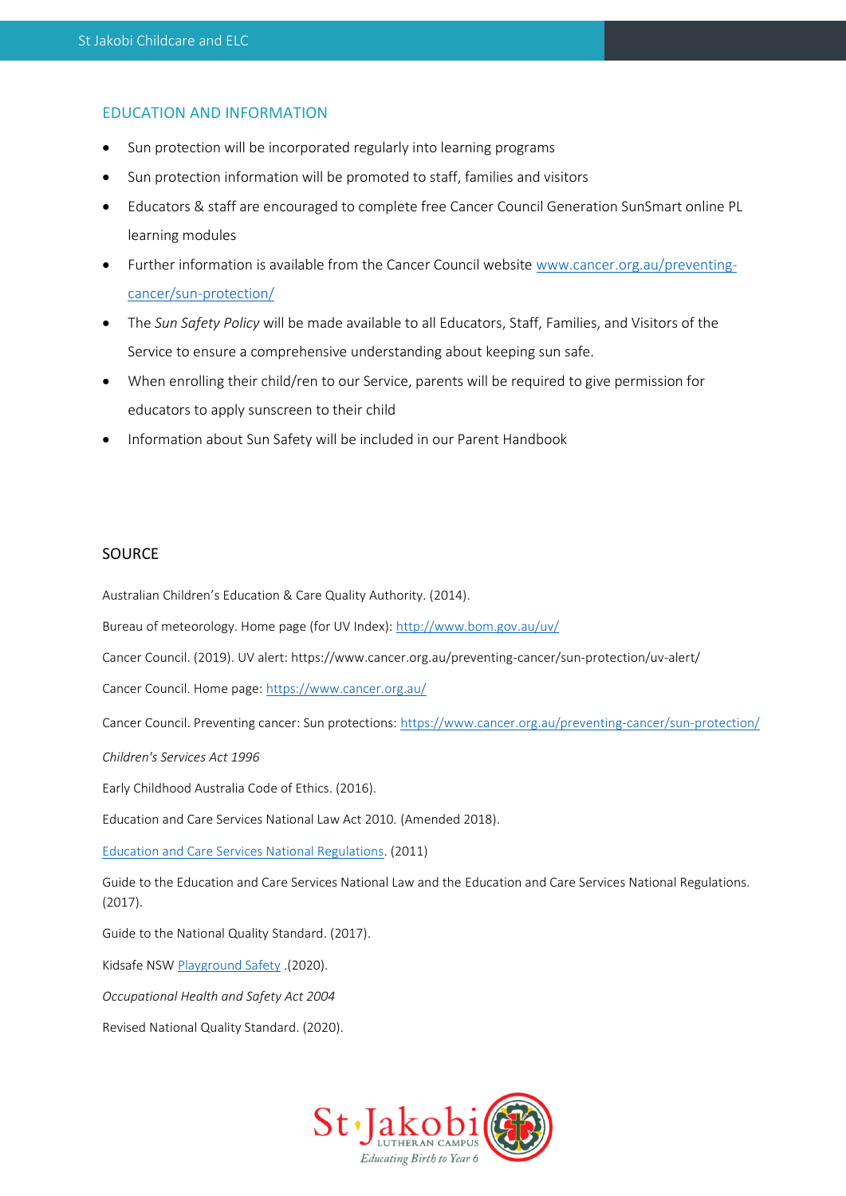## EDUCATION AND INFORMATION

- Sun protection will be incorporated regularly into learning programs
- Sun protection information will be promoted to staff, families and visitors
- Educators & staff are encouraged to complete free Cancer Council Generation SunSmart online PL learning modules
- Further information is available from the Cancer Council website www.cancer.org.au/preventing-cancer/sun-protection/
- The *Sun Safety Policy* will be made available to all Educators, Staff, Families, and Visitors of the Service to ensure a comprehensive understanding about keeping sun safe.
- When enrolling their child/ren to our Service, parents will be required to give permission for educators to apply sunscreen to their child
- Information about Sun Safety will be included in our Parent Handbook

## SOURCE

Australian Children's Education & Care Quality Authority. (2014).

Bureau of meteorology. Home page (for UV Index): http://www.bom.gov.au/uv/

Cancer Council. (2019). UV alert: https://www.cancer.org.au/preventing-cancer/sun-protection/uv-alert/

Cancer Council. Home page: https://www.cancer.org.au/

Cancer Council. Preventing cancer: Sun protections: https://www.cancer.org.au/preventing-cancer/sun-protection/

*Children's Services Act 1996*

Early Childhood Australia Code of Ethics. (2016).

Education and Care Services National Law Act 2010. (Amended 2018).

Education and Care Services National Regulations. (2011)

Guide to the Education and Care Services National Law and the Education and Care Services National Regulations. (2017).

Guide to the National Quality Standard. (2017).

Kidsafe NSW Playground Safety .(2020).

*Occupational Health and Safety Act 2004*

Revised National Quality Standard. (2020).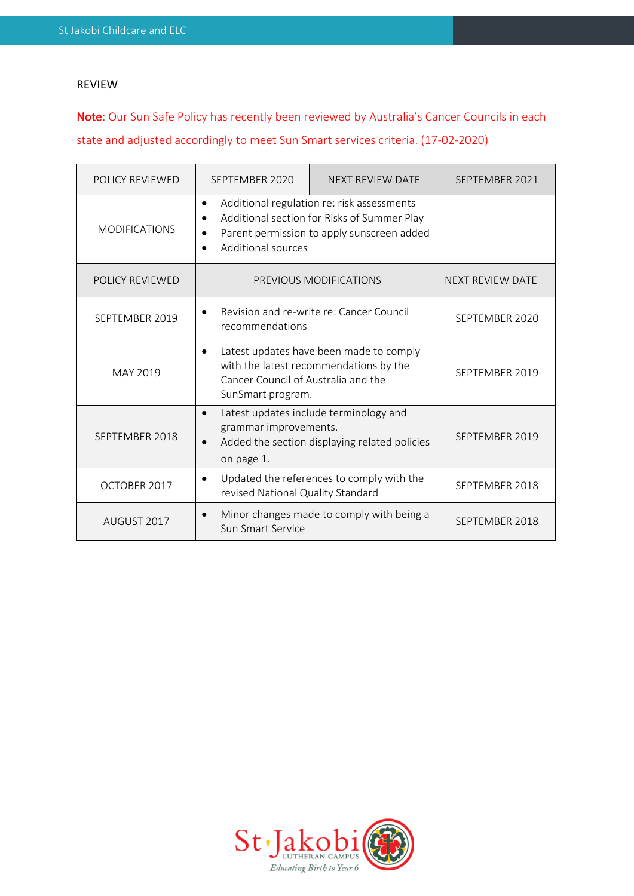## REVIEW

Note: Our Sun Safe Policy has recently been reviewed by Australia's Cancer Councils in each state and adjusted accordingly to meet Sun Smart services criteria. (17-02-2020)

| POLICY REVIEWED | SEPTEMBER 2020 | NEXT REVIEW DATE | SEPTEMBER 2021 |
|---|---|---|---|
| MODIFICATIONS | • Additional regulation re: risk assessments<br>• Additional section for Risks of Summer Play<br>• Parent permission to apply sunscreen added<br>• Additional sources | | |
| POLICY REVIEWED | PREVIOUS MODIFICATIONS | | NEXT REVIEW DATE |
| SEPTEMBER 2019 | • Revision and re-write re: Cancer Council recommendations | | SEPTEMBER 2020 |
| MAY 2019 | • Latest updates have been made to comply with the latest recommendations by the Cancer Council of Australia and the SunSmart program. | | SEPTEMBER 2019 |
| SEPTEMBER 2018 | • Latest updates include terminology and grammar improvements.<br>• Added the section displaying related policies on page 1. | | SEPTEMBER 2019 |
| OCTOBER 2017 | • Updated the references to comply with the revised National Quality Standard | | SEPTEMBER 2018 |
| AUGUST 2017 | • Minor changes made to comply with being a Sun Smart Service | | SEPTEMBER 2018 |